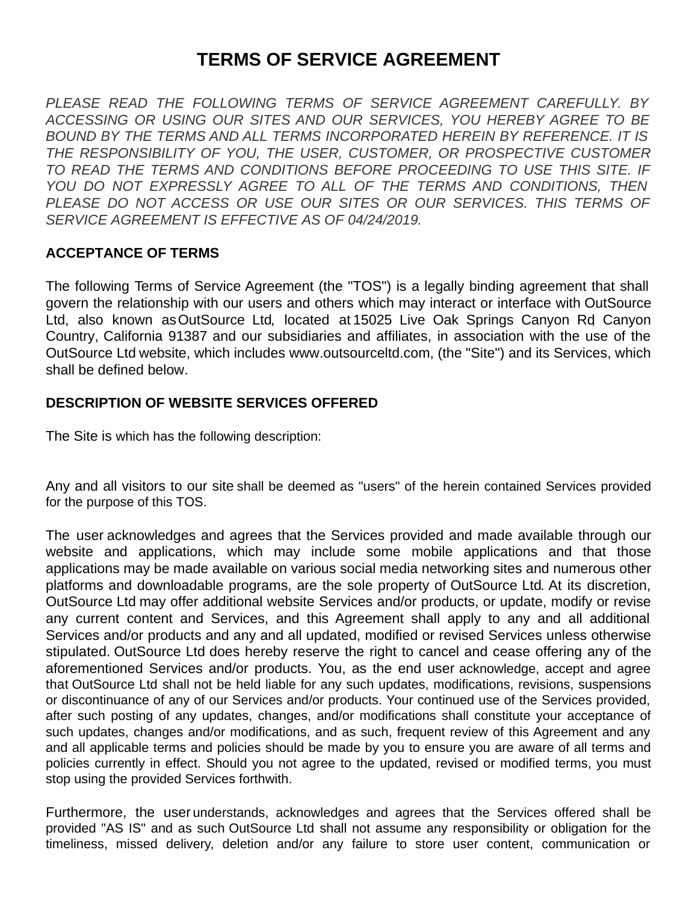# TERMS OF SERVICE AGREEMENT

*PLEASE READ THE FOLLOWING TERMS OF SERVICE AGREEMENT CAREFULLY. BY ACCESSING OR USING OUR SITES AND OUR SERVICES, YOU HEREBY AGREE TO BE BOUND BY THE TERMS AND ALL TERMS INCORPORATED HEREIN BY REFERENCE. IT IS THE RESPONSIBILITY OF YOU, THE USER, CUSTOMER, OR PROSPECTIVE CUSTOMER TO READ THE TERMS AND CONDITIONS BEFORE PROCEEDING TO USE THIS SITE. IF YOU DO NOT EXPRESSLY AGREE TO ALL OF THE TERMS AND CONDITIONS, THEN PLEASE DO NOT ACCESS OR USE OUR SITES OR OUR SERVICES. THIS TERMS OF SERVICE AGREEMENT IS EFFECTIVE AS OF 04/24/2019.*

## ACCEPTANCE OF TERMS

The following Terms of Service Agreement (the "TOS") is a legally binding agreement that shall govern the relationship with our users and others which may interact or interface with OutSource Ltd, also known as OutSource Ltd, located at 15025 Live Oak Springs Canyon Rd, Canyon Country, California 91387 and our subsidiaries and affiliates, in association with the use of the OutSource Ltd website, which includes www.outsourceltd.com, (the "Site") and its Services, which shall be defined below.

## DESCRIPTION OF WEBSITE SERVICES OFFERED

The Site is which has the following description:

Any and all visitors to our site shall be deemed as "users" of the herein contained Services provided for the purpose of this TOS.

The user acknowledges and agrees that the Services provided and made available through our website and applications, which may include some mobile applications and that those applications may be made available on various social media networking sites and numerous other platforms and downloadable programs, are the sole property of OutSource Ltd. At its discretion, OutSource Ltd may offer additional website Services and/or products, or update, modify or revise any current content and Services, and this Agreement shall apply to any and all additional Services and/or products and any and all updated, modified or revised Services unless otherwise stipulated. OutSource Ltd does hereby reserve the right to cancel and cease offering any of the aforementioned Services and/or products. You, as the end user acknowledge, accept and agree that OutSource Ltd shall not be held liable for any such updates, modifications, revisions, suspensions or discontinuance of any of our Services and/or products. Your continued use of the Services provided, after such posting of any updates, changes, and/or modifications shall constitute your acceptance of such updates, changes and/or modifications, and as such, frequent review of this Agreement and any and all applicable terms and policies should be made by you to ensure you are aware of all terms and policies currently in effect. Should you not agree to the updated, revised or modified terms, you must stop using the provided Services forthwith.

Furthermore, the user understands, acknowledges and agrees that the Services offered shall be provided "AS IS" and as such OutSource Ltd shall not assume any responsibility or obligation for the timeliness, missed delivery, deletion and/or any failure to store user content, communication or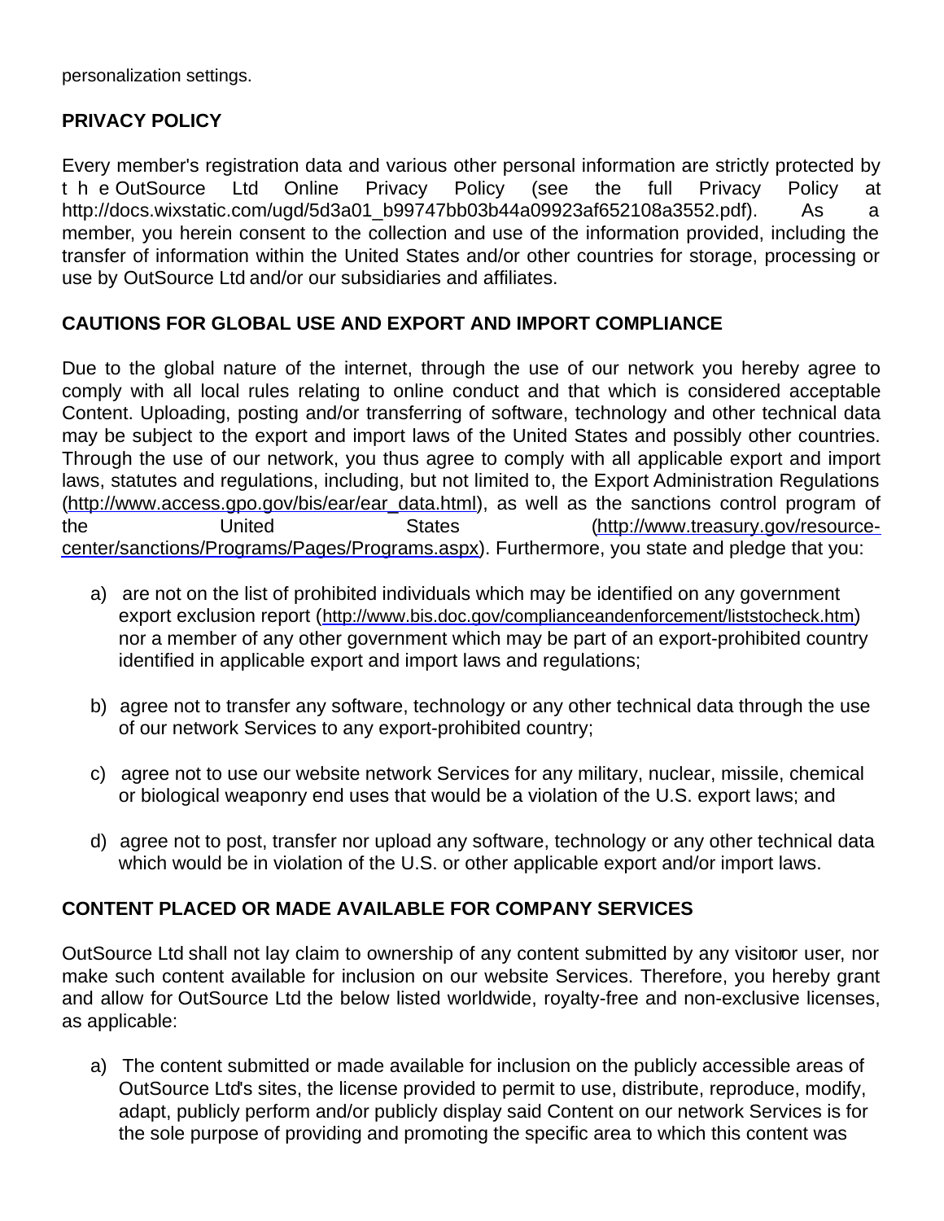personalization settings.

**PRIVACY POLICY**

Every member's registration data and various other personal information are strictly protected by the OutSource Ltd Online Privacy Policy (see the full Privacy Policy at http://docs.wixstatic.com/ugd/5d3a01_b99747bb03b44a09923af652108a3552.pdf). As a member, you herein consent to the collection and use of the information provided, including the transfer of information within the United States and/or other countries for storage, processing or use by OutSource Ltd and/or our subsidiaries and affiliates.

**CAUTIONS FOR GLOBAL USE AND EXPORT AND IMPORT COMPLIANCE**

Due to the global nature of the internet, through the use of our network you hereby agree to comply with all local rules relating to online conduct and that which is considered acceptable Content. Uploading, posting and/or transferring of software, technology and other technical data may be subject to the export and import laws of the United States and possibly other countries. Through the use of our network, you thus agree to comply with all applicable export and import laws, statutes and regulations, including, but not limited to, the Export Administration Regulations (http://www.access.gpo.gov/bis/ear/ear_data.html), as well as the sanctions control program of the United States (http://www.treasury.gov/resource-center/sanctions/Programs/Pages/Programs.aspx). Furthermore, you state and pledge that you:

a) are not on the list of prohibited individuals which may be identified on any government export exclusion report (http://www.bis.doc.gov/complianceandenforcement/liststocheck.htm) nor a member of any other government which may be part of an export-prohibited country identified in applicable export and import laws and regulations;

b) agree not to transfer any software, technology or any other technical data through the use of our network Services to any export-prohibited country;

c) agree not to use our website network Services for any military, nuclear, missile, chemical or biological weaponry end uses that would be a violation of the U.S. export laws; and

d) agree not to post, transfer nor upload any software, technology or any other technical data which would be in violation of the U.S. or other applicable export and/or import laws.

**CONTENT PLACED OR MADE AVAILABLE FOR COMPANY SERVICES**

OutSource Ltd shall not lay claim to ownership of any content submitted by any visitor or user, nor make such content available for inclusion on our website Services. Therefore, you hereby grant and allow for OutSource Ltd the below listed worldwide, royalty-free and non-exclusive licenses, as applicable:

a) The content submitted or made available for inclusion on the publicly accessible areas of OutSource Ltd's sites, the license provided to permit to use, distribute, reproduce, modify, adapt, publicly perform and/or publicly display said Content on our network Services is for the sole purpose of providing and promoting the specific area to which this content was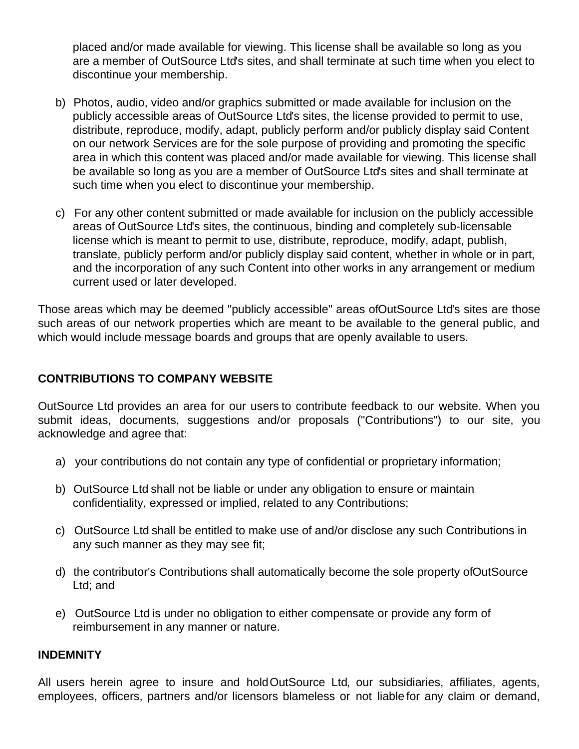placed and/or made available for viewing. This license shall be available so long as you are a member of OutSource Ltd's sites, and shall terminate at such time when you elect to discontinue your membership.

b) Photos, audio, video and/or graphics submitted or made available for inclusion on the publicly accessible areas of OutSource Ltd's sites, the license provided to permit to use, distribute, reproduce, modify, adapt, publicly perform and/or publicly display said Content on our network Services are for the sole purpose of providing and promoting the specific area in which this content was placed and/or made available for viewing. This license shall be available so long as you are a member of OutSource Ltd's sites and shall terminate at such time when you elect to discontinue your membership.

c) For any other content submitted or made available for inclusion on the publicly accessible areas of OutSource Ltd's sites, the continuous, binding and completely sub-licensable license which is meant to permit to use, distribute, reproduce, modify, adapt, publish, translate, publicly perform and/or publicly display said content, whether in whole or in part, and the incorporation of any such Content into other works in any arrangement or medium current used or later developed.

Those areas which may be deemed "publicly accessible" areas ofOutSource Ltd's sites are those such areas of our network properties which are meant to be available to the general public, and which would include message boards and groups that are openly available to users.

**CONTRIBUTIONS TO COMPANY WEBSITE**

OutSource Ltd provides an area for our users to contribute feedback to our website. When you submit ideas, documents, suggestions and/or proposals ("Contributions") to our site, you acknowledge and agree that:

a) your contributions do not contain any type of confidential or proprietary information;

b) OutSource Ltd shall not be liable or under any obligation to ensure or maintain confidentiality, expressed or implied, related to any Contributions;

c) OutSource Ltd shall be entitled to make use of and/or disclose any such Contributions in any such manner as they may see fit;

d) the contributor's Contributions shall automatically become the sole property ofOutSource Ltd; and

e) OutSource Ltd is under no obligation to either compensate or provide any form of reimbursement in any manner or nature.

**INDEMNITY**

All users herein agree to insure and hold OutSource Ltd, our subsidiaries, affiliates, agents, employees, officers, partners and/or licensors blameless or not liable for any claim or demand,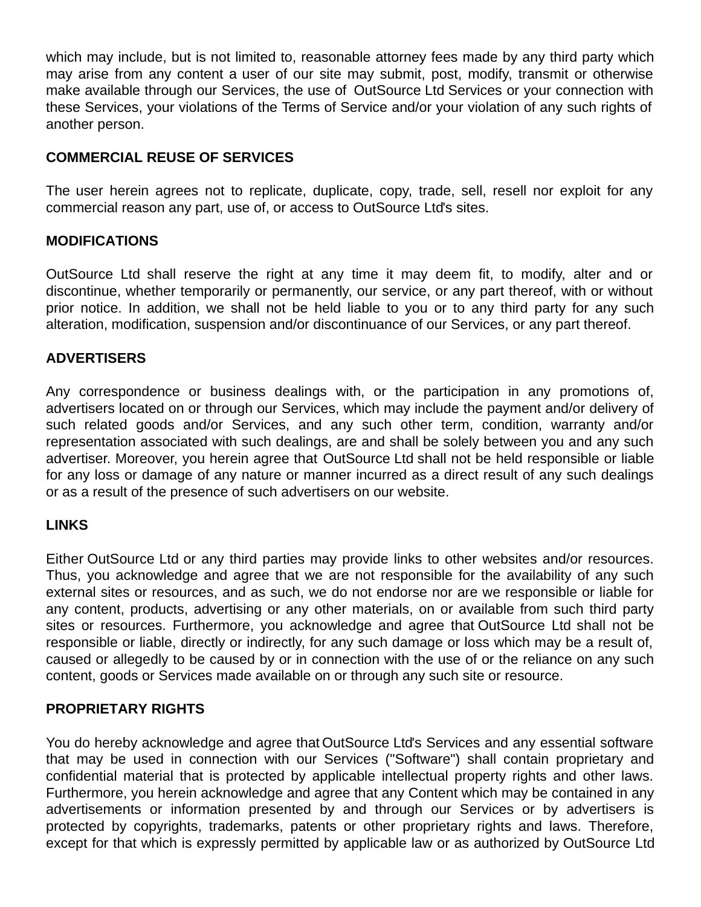which may include, but is not limited to, reasonable attorney fees made by any third party which may arise from any content a user of our site may submit, post, modify, transmit or otherwise make available through our Services, the use of OutSource Ltd Services or your connection with these Services, your violations of the Terms of Service and/or your violation of any such rights of another person.

**COMMERCIAL REUSE OF SERVICES**

The user herein agrees not to replicate, duplicate, copy, trade, sell, resell nor exploit for any commercial reason any part, use of, or access to OutSource Ltd's sites.

**MODIFICATIONS**

OutSource Ltd shall reserve the right at any time it may deem fit, to modify, alter and or discontinue, whether temporarily or permanently, our service, or any part thereof, with or without prior notice. In addition, we shall not be held liable to you or to any third party for any such alteration, modification, suspension and/or discontinuance of our Services, or any part thereof.

**ADVERTISERS**

Any correspondence or business dealings with, or the participation in any promotions of, advertisers located on or through our Services, which may include the payment and/or delivery of such related goods and/or Services, and any such other term, condition, warranty and/or representation associated with such dealings, are and shall be solely between you and any such advertiser. Moreover, you herein agree that OutSource Ltd shall not be held responsible or liable for any loss or damage of any nature or manner incurred as a direct result of any such dealings or as a result of the presence of such advertisers on our website.

**LINKS**

Either OutSource Ltd or any third parties may provide links to other websites and/or resources. Thus, you acknowledge and agree that we are not responsible for the availability of any such external sites or resources, and as such, we do not endorse nor are we responsible or liable for any content, products, advertising or any other materials, on or available from such third party sites or resources. Furthermore, you acknowledge and agree that OutSource Ltd shall not be responsible or liable, directly or indirectly, for any such damage or loss which may be a result of, caused or allegedly to be caused by or in connection with the use of or the reliance on any such content, goods or Services made available on or through any such site or resource.

**PROPRIETARY RIGHTS**

You do hereby acknowledge and agree that OutSource Ltd's Services and any essential software that may be used in connection with our Services ("Software") shall contain proprietary and confidential material that is protected by applicable intellectual property rights and other laws. Furthermore, you herein acknowledge and agree that any Content which may be contained in any advertisements or information presented by and through our Services or by advertisers is protected by copyrights, trademarks, patents or other proprietary rights and laws. Therefore, except for that which is expressly permitted by applicable law or as authorized by OutSource Ltd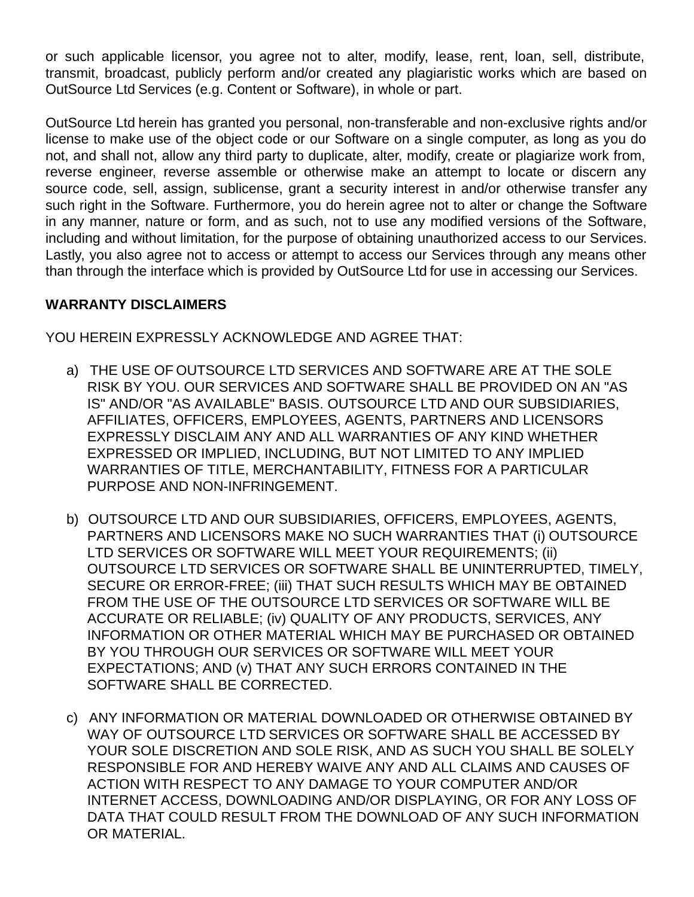or such applicable licensor, you agree not to alter, modify, lease, rent, loan, sell, distribute, transmit, broadcast, publicly perform and/or created any plagiaristic works which are based on OutSource Ltd Services (e.g. Content or Software), in whole or part.

OutSource Ltd herein has granted you personal, non-transferable and non-exclusive rights and/or license to make use of the object code or our Software on a single computer, as long as you do not, and shall not, allow any third party to duplicate, alter, modify, create or plagiarize work from, reverse engineer, reverse assemble or otherwise make an attempt to locate or discern any source code, sell, assign, sublicense, grant a security interest in and/or otherwise transfer any such right in the Software. Furthermore, you do herein agree not to alter or change the Software in any manner, nature or form, and as such, not to use any modified versions of the Software, including and without limitation, for the purpose of obtaining unauthorized access to our Services. Lastly, you also agree not to access or attempt to access our Services through any means other than through the interface which is provided by OutSource Ltd for use in accessing our Services.

**WARRANTY DISCLAIMERS**

YOU HEREIN EXPRESSLY ACKNOWLEDGE AND AGREE THAT:

a) THE USE OF OUTSOURCE LTD SERVICES AND SOFTWARE ARE AT THE SOLE RISK BY YOU. OUR SERVICES AND SOFTWARE SHALL BE PROVIDED ON AN "AS IS" AND/OR "AS AVAILABLE" BASIS. OUTSOURCE LTD AND OUR SUBSIDIARIES, AFFILIATES, OFFICERS, EMPLOYEES, AGENTS, PARTNERS AND LICENSORS EXPRESSLY DISCLAIM ANY AND ALL WARRANTIES OF ANY KIND WHETHER EXPRESSED OR IMPLIED, INCLUDING, BUT NOT LIMITED TO ANY IMPLIED WARRANTIES OF TITLE, MERCHANTABILITY, FITNESS FOR A PARTICULAR PURPOSE AND NON-INFRINGEMENT.

b) OUTSOURCE LTD AND OUR SUBSIDIARIES, OFFICERS, EMPLOYEES, AGENTS, PARTNERS AND LICENSORS MAKE NO SUCH WARRANTIES THAT (i) OUTSOURCE LTD SERVICES OR SOFTWARE WILL MEET YOUR REQUIREMENTS; (ii) OUTSOURCE LTD SERVICES OR SOFTWARE SHALL BE UNINTERRUPTED, TIMELY, SECURE OR ERROR-FREE; (iii) THAT SUCH RESULTS WHICH MAY BE OBTAINED FROM THE USE OF THE OUTSOURCE LTD SERVICES OR SOFTWARE WILL BE ACCURATE OR RELIABLE; (iv) QUALITY OF ANY PRODUCTS, SERVICES, ANY INFORMATION OR OTHER MATERIAL WHICH MAY BE PURCHASED OR OBTAINED BY YOU THROUGH OUR SERVICES OR SOFTWARE WILL MEET YOUR EXPECTATIONS; AND (v) THAT ANY SUCH ERRORS CONTAINED IN THE SOFTWARE SHALL BE CORRECTED.

c) ANY INFORMATION OR MATERIAL DOWNLOADED OR OTHERWISE OBTAINED BY WAY OF OUTSOURCE LTD SERVICES OR SOFTWARE SHALL BE ACCESSED BY YOUR SOLE DISCRETION AND SOLE RISK, AND AS SUCH YOU SHALL BE SOLELY RESPONSIBLE FOR AND HEREBY WAIVE ANY AND ALL CLAIMS AND CAUSES OF ACTION WITH RESPECT TO ANY DAMAGE TO YOUR COMPUTER AND/OR INTERNET ACCESS, DOWNLOADING AND/OR DISPLAYING, OR FOR ANY LOSS OF DATA THAT COULD RESULT FROM THE DOWNLOAD OF ANY SUCH INFORMATION OR MATERIAL.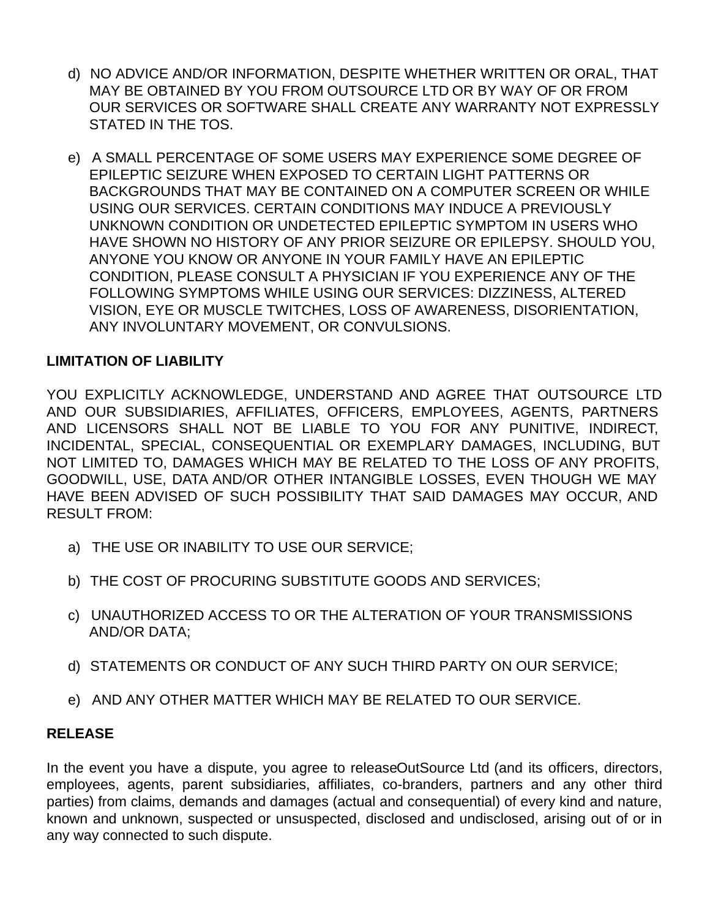d) NO ADVICE AND/OR INFORMATION, DESPITE WHETHER WRITTEN OR ORAL, THAT MAY BE OBTAINED BY YOU FROM OUTSOURCE LTD OR BY WAY OF OR FROM OUR SERVICES OR SOFTWARE SHALL CREATE ANY WARRANTY NOT EXPRESSLY STATED IN THE TOS.

e) A SMALL PERCENTAGE OF SOME USERS MAY EXPERIENCE SOME DEGREE OF EPILEPTIC SEIZURE WHEN EXPOSED TO CERTAIN LIGHT PATTERNS OR BACKGROUNDS THAT MAY BE CONTAINED ON A COMPUTER SCREEN OR WHILE USING OUR SERVICES. CERTAIN CONDITIONS MAY INDUCE A PREVIOUSLY UNKNOWN CONDITION OR UNDETECTED EPILEPTIC SYMPTOM IN USERS WHO HAVE SHOWN NO HISTORY OF ANY PRIOR SEIZURE OR EPILEPSY. SHOULD YOU, ANYONE YOU KNOW OR ANYONE IN YOUR FAMILY HAVE AN EPILEPTIC CONDITION, PLEASE CONSULT A PHYSICIAN IF YOU EXPERIENCE ANY OF THE FOLLOWING SYMPTOMS WHILE USING OUR SERVICES: DIZZINESS, ALTERED VISION, EYE OR MUSCLE TWITCHES, LOSS OF AWARENESS, DISORIENTATION, ANY INVOLUNTARY MOVEMENT, OR CONVULSIONS.

**LIMITATION OF LIABILITY**

YOU EXPLICITLY ACKNOWLEDGE, UNDERSTAND AND AGREE THAT OUTSOURCE LTD AND OUR SUBSIDIARIES, AFFILIATES, OFFICERS, EMPLOYEES, AGENTS, PARTNERS AND LICENSORS SHALL NOT BE LIABLE TO YOU FOR ANY PUNITIVE, INDIRECT, INCIDENTAL, SPECIAL, CONSEQUENTIAL OR EXEMPLARY DAMAGES, INCLUDING, BUT NOT LIMITED TO, DAMAGES WHICH MAY BE RELATED TO THE LOSS OF ANY PROFITS, GOODWILL, USE, DATA AND/OR OTHER INTANGIBLE LOSSES, EVEN THOUGH WE MAY HAVE BEEN ADVISED OF SUCH POSSIBILITY THAT SAID DAMAGES MAY OCCUR, AND RESULT FROM:

a) THE USE OR INABILITY TO USE OUR SERVICE;

b) THE COST OF PROCURING SUBSTITUTE GOODS AND SERVICES;

c) UNAUTHORIZED ACCESS TO OR THE ALTERATION OF YOUR TRANSMISSIONS AND/OR DATA;

d) STATEMENTS OR CONDUCT OF ANY SUCH THIRD PARTY ON OUR SERVICE;

e) AND ANY OTHER MATTER WHICH MAY BE RELATED TO OUR SERVICE.

**RELEASE**

In the event you have a dispute, you agree to releaseOutSource Ltd (and its officers, directors, employees, agents, parent subsidiaries, affiliates, co-branders, partners and any other third parties) from claims, demands and damages (actual and consequential) of every kind and nature, known and unknown, suspected or unsuspected, disclosed and undisclosed, arising out of or in any way connected to such dispute.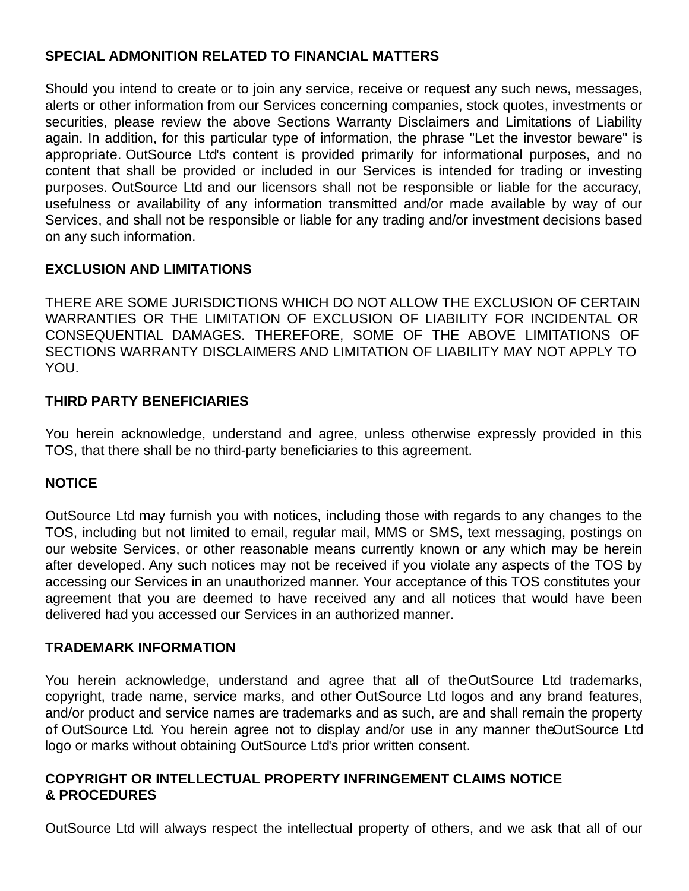**SPECIAL ADMONITION RELATED TO FINANCIAL MATTERS**

Should you intend to create or to join any service, receive or request any such news, messages, alerts or other information from our Services concerning companies, stock quotes, investments or securities, please review the above Sections Warranty Disclaimers and Limitations of Liability again. In addition, for this particular type of information, the phrase "Let the investor beware" is appropriate. OutSource Ltd's content is provided primarily for informational purposes, and no content that shall be provided or included in our Services is intended for trading or investing purposes. OutSource Ltd and our licensors shall not be responsible or liable for the accuracy, usefulness or availability of any information transmitted and/or made available by way of our Services, and shall not be responsible or liable for any trading and/or investment decisions based on any such information.

**EXCLUSION AND LIMITATIONS**

THERE ARE SOME JURISDICTIONS WHICH DO NOT ALLOW THE EXCLUSION OF CERTAIN WARRANTIES OR THE LIMITATION OF EXCLUSION OF LIABILITY FOR INCIDENTAL OR CONSEQUENTIAL DAMAGES. THEREFORE, SOME OF THE ABOVE LIMITATIONS OF SECTIONS WARRANTY DISCLAIMERS AND LIMITATION OF LIABILITY MAY NOT APPLY TO YOU.

**THIRD PARTY BENEFICIARIES**

You herein acknowledge, understand and agree, unless otherwise expressly provided in this TOS, that there shall be no third-party beneficiaries to this agreement.

**NOTICE**

OutSource Ltd may furnish you with notices, including those with regards to any changes to the TOS, including but not limited to email, regular mail, MMS or SMS, text messaging, postings on our website Services, or other reasonable means currently known or any which may be herein after developed. Any such notices may not be received if you violate any aspects of the TOS by accessing our Services in an unauthorized manner. Your acceptance of this TOS constitutes your agreement that you are deemed to have received any and all notices that would have been delivered had you accessed our Services in an authorized manner.

**TRADEMARK INFORMATION**

You herein acknowledge, understand and agree that all of the OutSource Ltd trademarks, copyright, trade name, service marks, and other OutSource Ltd logos and any brand features, and/or product and service names are trademarks and as such, are and shall remain the property of OutSource Ltd. You herein agree not to display and/or use in any manner the OutSource Ltd logo or marks without obtaining OutSource Ltd's prior written consent.

**COPYRIGHT OR INTELLECTUAL PROPERTY INFRINGEMENT CLAIMS NOTICE & PROCEDURES**

OutSource Ltd will always respect the intellectual property of others, and we ask that all of our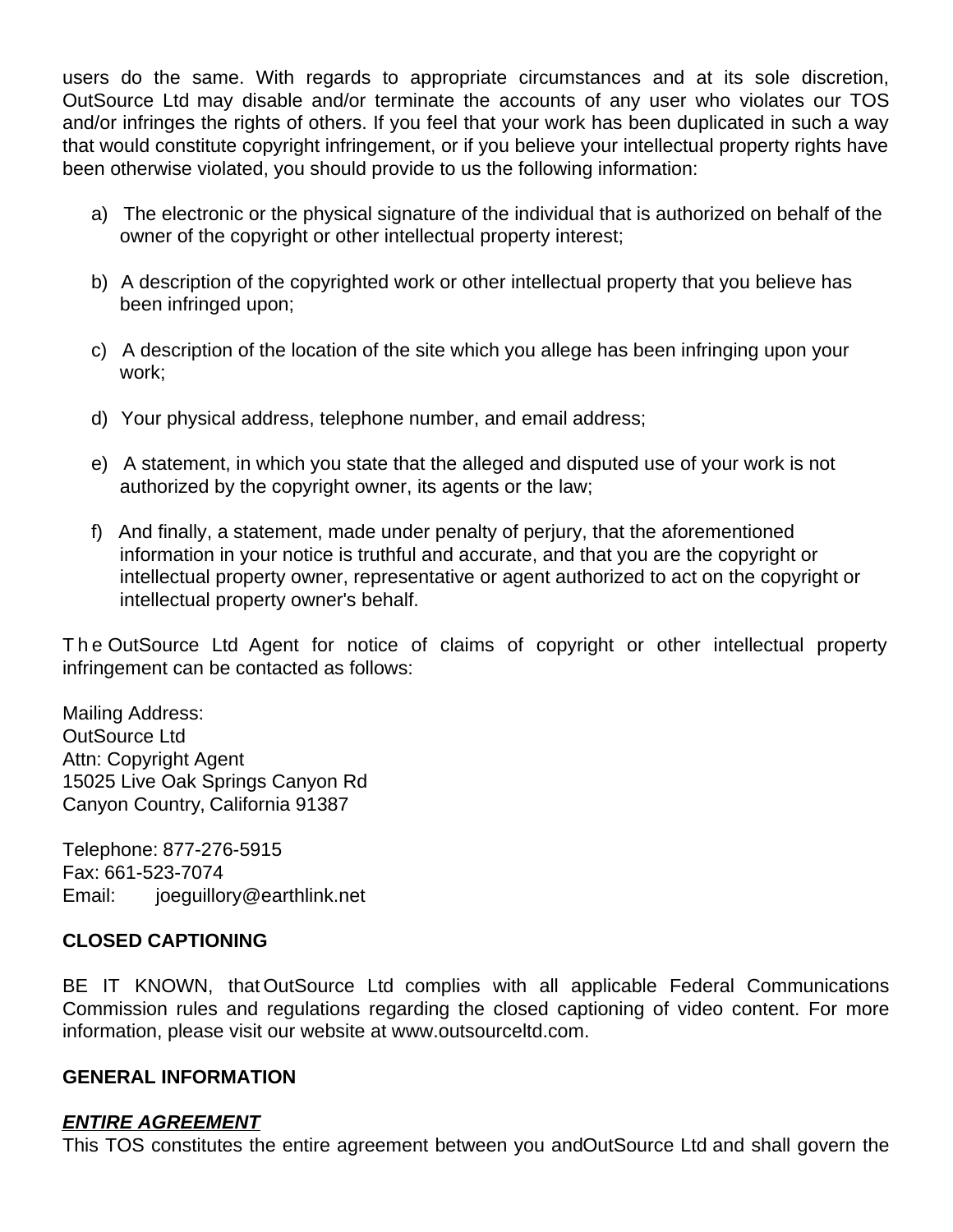users do the same. With regards to appropriate circumstances and at its sole discretion, OutSource Ltd may disable and/or terminate the accounts of any user who violates our TOS and/or infringes the rights of others. If you feel that your work has been duplicated in such a way that would constitute copyright infringement, or if you believe your intellectual property rights have been otherwise violated, you should provide to us the following information:

a) The electronic or the physical signature of the individual that is authorized on behalf of the owner of the copyright or other intellectual property interest;

b) A description of the copyrighted work or other intellectual property that you believe has been infringed upon;

c) A description of the location of the site which you allege has been infringing upon your work;

d) Your physical address, telephone number, and email address;

e) A statement, in which you state that the alleged and disputed use of your work is not authorized by the copyright owner, its agents or the law;

f) And finally, a statement, made under penalty of perjury, that the aforementioned information in your notice is truthful and accurate, and that you are the copyright or intellectual property owner, representative or agent authorized to act on the copyright or intellectual property owner's behalf.

The OutSource Ltd Agent for notice of claims of copyright or other intellectual property infringement can be contacted as follows:

Mailing Address:
OutSource Ltd
Attn: Copyright Agent
15025 Live Oak Springs Canyon Rd
Canyon Country, California 91387

Telephone: 877-276-5915
Fax: 661-523-7074
Email: joeguillory@earthlink.net

**CLOSED CAPTIONING**

BE IT KNOWN, that OutSource Ltd complies with all applicable Federal Communications Commission rules and regulations regarding the closed captioning of video content. For more information, please visit our website at www.outsourceltd.com.

**GENERAL INFORMATION**

***ENTIRE AGREEMENT***

This TOS constitutes the entire agreement between you andOutSource Ltd and shall govern the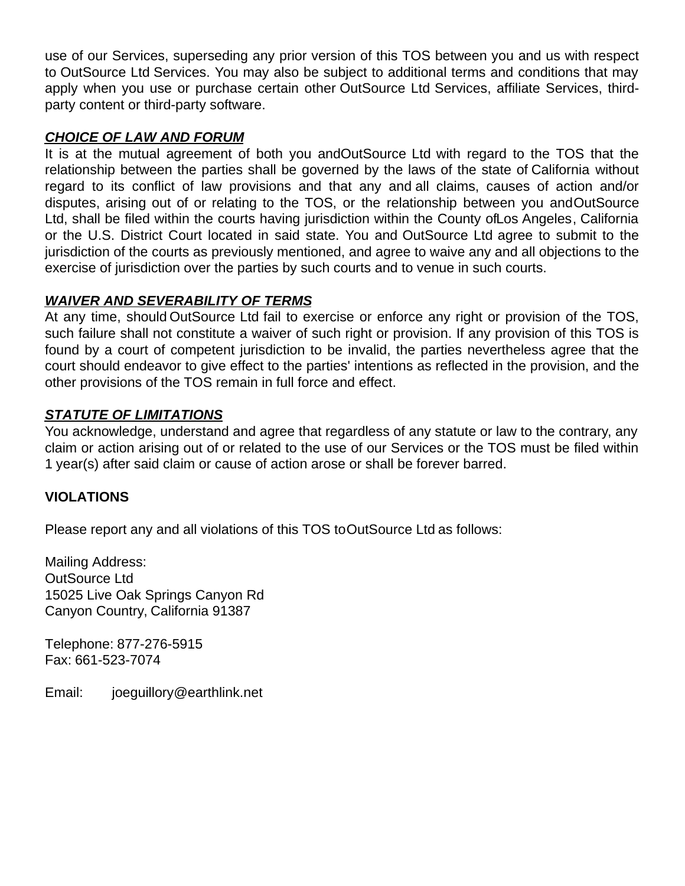use of our Services, superseding any prior version of this TOS between you and us with respect to OutSource Ltd Services. You may also be subject to additional terms and conditions that may apply when you use or purchase certain other OutSource Ltd Services, affiliate Services, third-party content or third-party software.

***CHOICE OF LAW AND FORUM***

It is at the mutual agreement of both you andOutSource Ltd with regard to the TOS that the relationship between the parties shall be governed by the laws of the state of California without regard to its conflict of law provisions and that any and all claims, causes of action and/or disputes, arising out of or relating to the TOS, or the relationship between you andOutSource Ltd, shall be filed within the courts having jurisdiction within the County ofLos Angeles, California or the U.S. District Court located in said state. You and OutSource Ltd agree to submit to the jurisdiction of the courts as previously mentioned, and agree to waive any and all objections to the exercise of jurisdiction over the parties by such courts and to venue in such courts.

***WAIVER AND SEVERABILITY OF TERMS***

At any time, should OutSource Ltd fail to exercise or enforce any right or provision of the TOS, such failure shall not constitute a waiver of such right or provision. If any provision of this TOS is found by a court of competent jurisdiction to be invalid, the parties nevertheless agree that the court should endeavor to give effect to the parties' intentions as reflected in the provision, and the other provisions of the TOS remain in full force and effect.

***STATUTE OF LIMITATIONS***

You acknowledge, understand and agree that regardless of any statute or law to the contrary, any claim or action arising out of or related to the use of our Services or the TOS must be filed within 1 year(s) after said claim or cause of action arose or shall be forever barred.

**VIOLATIONS**

Please report any and all violations of this TOS toOutSource Ltd as follows:

Mailing Address:
OutSource Ltd
15025 Live Oak Springs Canyon Rd
Canyon Country, California 91387

Telephone: 877-276-5915
Fax: 661-523-7074

Email: joeguillory@earthlink.net